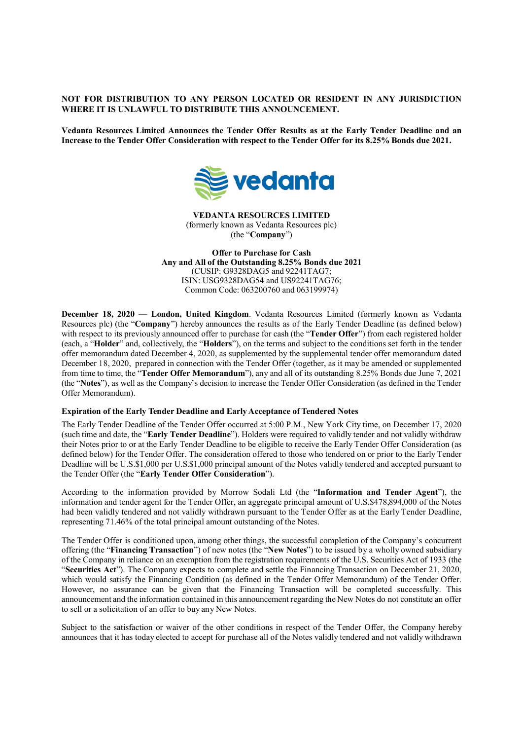**NOT FOR DISTRIBUTION TO ANY PERSON LOCATED OR RESIDENT IN ANY JURISDICTION WHERE IT IS UNLAWFUL TO DISTRIBUTE THIS ANNOUNCEMENT.**

**Vedanta Resources Limited Announces the Tender Offer Results as at the Early Tender Deadline and an Increase to the Tender Offer Consideration with respect to the Tender Offer for its 8.25% Bonds due 2021.**

**VEDANTA RESOURCES LIMITED**
(formerly known as Vedanta Resources plc)
(the "**Company**")

**Offer to Purchase for Cash**
**Any and All of the Outstanding 8.25% Bonds due 2021**
(CUSIP: G9328DAG5 and 92241TAG7;
ISIN: USG9328DAG54 and US92241TAG76;
Common Code: 063200760 and 063199974)

**December 18, 2020 — London, United Kingdom**. Vedanta Resources Limited (formerly known as Vedanta Resources plc) (the "**Company**") hereby announces the results as of the Early Tender Deadline (as defined below) with respect to its previously announced offer to purchase for cash (the "**Tender Offer**") from each registered holder (each, a "**Holder**" and, collectively, the "**Holders**"), on the terms and subject to the conditions set forth in the tender offer memorandum dated December 4, 2020, as supplemented by the supplemental tender offer memorandum dated December 18, 2020, prepared in connection with the Tender Offer (together, as it may be amended or supplemented from time to time, the "**Tender Offer Memorandum**"), any and all of its outstanding 8.25% Bonds due June 7, 2021 (the "**Notes**"), as well as the Company's decision to increase the Tender Offer Consideration (as defined in the Tender Offer Memorandum).

**Expiration of the Early Tender Deadline and Early Acceptance of Tendered Notes**

The Early Tender Deadline of the Tender Offer occurred at 5:00 P.M., New York City time, on December 17, 2020 (such time and date, the "**Early Tender Deadline**"). Holders were required to validly tender and not validly withdraw their Notes prior to or at the Early Tender Deadline to be eligible to receive the Early Tender Offer Consideration (as defined below) for the Tender Offer. The consideration offered to those who tendered on or prior to the Early Tender Deadline will be U.S.$1,000 per U.S.$1,000 principal amount of the Notes validly tendered and accepted pursuant to the Tender Offer (the "**Early Tender Offer Consideration**").

According to the information provided by Morrow Sodali Ltd (the "**Information and Tender Agent**"), the information and tender agent for the Tender Offer, an aggregate principal amount of U.S.$478,894,000 of the Notes had been validly tendered and not validly withdrawn pursuant to the Tender Offer as at the Early Tender Deadline, representing 71.46% of the total principal amount outstanding of the Notes.

The Tender Offer is conditioned upon, among other things, the successful completion of the Company's concurrent offering (the "**Financing Transaction**") of new notes (the "**New Notes**") to be issued by a wholly owned subsidiary of the Company in reliance on an exemption from the registration requirements of the U.S. Securities Act of 1933 (the "**Securities Act**"). The Company expects to complete and settle the Financing Transaction on December 21, 2020, which would satisfy the Financing Condition (as defined in the Tender Offer Memorandum) of the Tender Offer. However, no assurance can be given that the Financing Transaction will be completed successfully. This announcement and the information contained in this announcement regarding the New Notes do not constitute an offer to sell or a solicitation of an offer to buy any New Notes.

Subject to the satisfaction or waiver of the other conditions in respect of the Tender Offer, the Company hereby announces that it has today elected to accept for purchase all of the Notes validly tendered and not validly withdrawn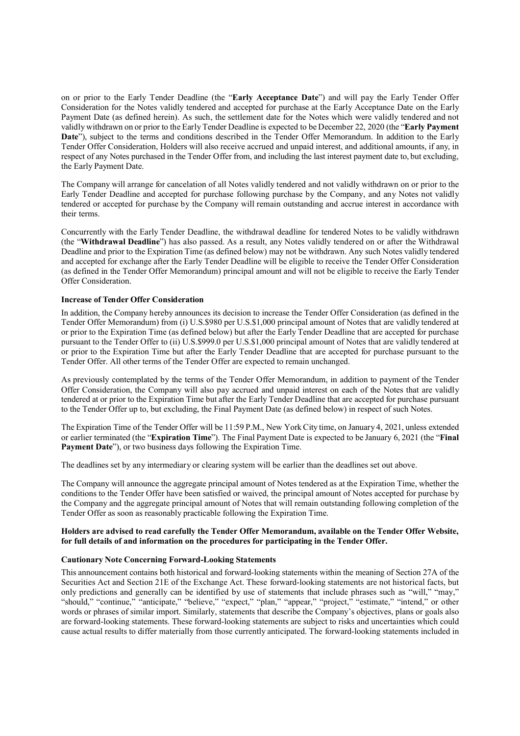on or prior to the Early Tender Deadline (the "**Early Acceptance Date**") and will pay the Early Tender Offer Consideration for the Notes validly tendered and accepted for purchase at the Early Acceptance Date on the Early Payment Date (as defined herein). As such, the settlement date for the Notes which were validly tendered and not validly withdrawn on or prior to the Early Tender Deadline is expected to be December 22, 2020 (the "**Early Payment Date**"), subject to the terms and conditions described in the Tender Offer Memorandum. In addition to the Early Tender Offer Consideration, Holders will also receive accrued and unpaid interest, and additional amounts, if any, in respect of any Notes purchased in the Tender Offer from, and including the last interest payment date to, but excluding, the Early Payment Date.

The Company will arrange for cancelation of all Notes validly tendered and not validly withdrawn on or prior to the Early Tender Deadline and accepted for purchase following purchase by the Company, and any Notes not validly tendered or accepted for purchase by the Company will remain outstanding and accrue interest in accordance with their terms.

Concurrently with the Early Tender Deadline, the withdrawal deadline for tendered Notes to be validly withdrawn (the "**Withdrawal Deadline**") has also passed. As a result, any Notes validly tendered on or after the Withdrawal Deadline and prior to the Expiration Time (as defined below) may not be withdrawn. Any such Notes validly tendered and accepted for exchange after the Early Tender Deadline will be eligible to receive the Tender Offer Consideration (as defined in the Tender Offer Memorandum) principal amount and will not be eligible to receive the Early Tender Offer Consideration.

**Increase of Tender Offer Consideration**

In addition, the Company hereby announces its decision to increase the Tender Offer Consideration (as defined in the Tender Offer Memorandum) from (i) U.S.$980 per U.S.$1,000 principal amount of Notes that are validly tendered at or prior to the Expiration Time (as defined below) but after the Early Tender Deadline that are accepted for purchase pursuant to the Tender Offer to (ii) U.S.$999.0 per U.S.$1,000 principal amount of Notes that are validly tendered at or prior to the Expiration Time but after the Early Tender Deadline that are accepted for purchase pursuant to the Tender Offer. All other terms of the Tender Offer are expected to remain unchanged.

As previously contemplated by the terms of the Tender Offer Memorandum, in addition to payment of the Tender Offer Consideration, the Company will also pay accrued and unpaid interest on each of the Notes that are validly tendered at or prior to the Expiration Time but after the Early Tender Deadline that are accepted for purchase pursuant to the Tender Offer up to, but excluding, the Final Payment Date (as defined below) in respect of such Notes.

The Expiration Time of the Tender Offer will be 11:59 P.M., New York City time, on January 4, 2021, unless extended or earlier terminated (the "**Expiration Time**"). The Final Payment Date is expected to be January 6, 2021 (the "**Final Payment Date**"), or two business days following the Expiration Time.

The deadlines set by any intermediary or clearing system will be earlier than the deadlines set out above.

The Company will announce the aggregate principal amount of Notes tendered as at the Expiration Time, whether the conditions to the Tender Offer have been satisfied or waived, the principal amount of Notes accepted for purchase by the Company and the aggregate principal amount of Notes that will remain outstanding following completion of the Tender Offer as soon as reasonably practicable following the Expiration Time.

**Holders are advised to read carefully the Tender Offer Memorandum, available on the Tender Offer Website, for full details of and information on the procedures for participating in the Tender Offer.**

**Cautionary Note Concerning Forward-Looking Statements**

This announcement contains both historical and forward-looking statements within the meaning of Section 27A of the Securities Act and Section 21E of the Exchange Act. These forward-looking statements are not historical facts, but only predictions and generally can be identified by use of statements that include phrases such as "will," "may," "should," "continue," "anticipate," "believe," "expect," "plan," "appear," "project," "estimate," "intend," or other words or phrases of similar import. Similarly, statements that describe the Company's objectives, plans or goals also are forward-looking statements. These forward-looking statements are subject to risks and uncertainties which could cause actual results to differ materially from those currently anticipated. The forward-looking statements included in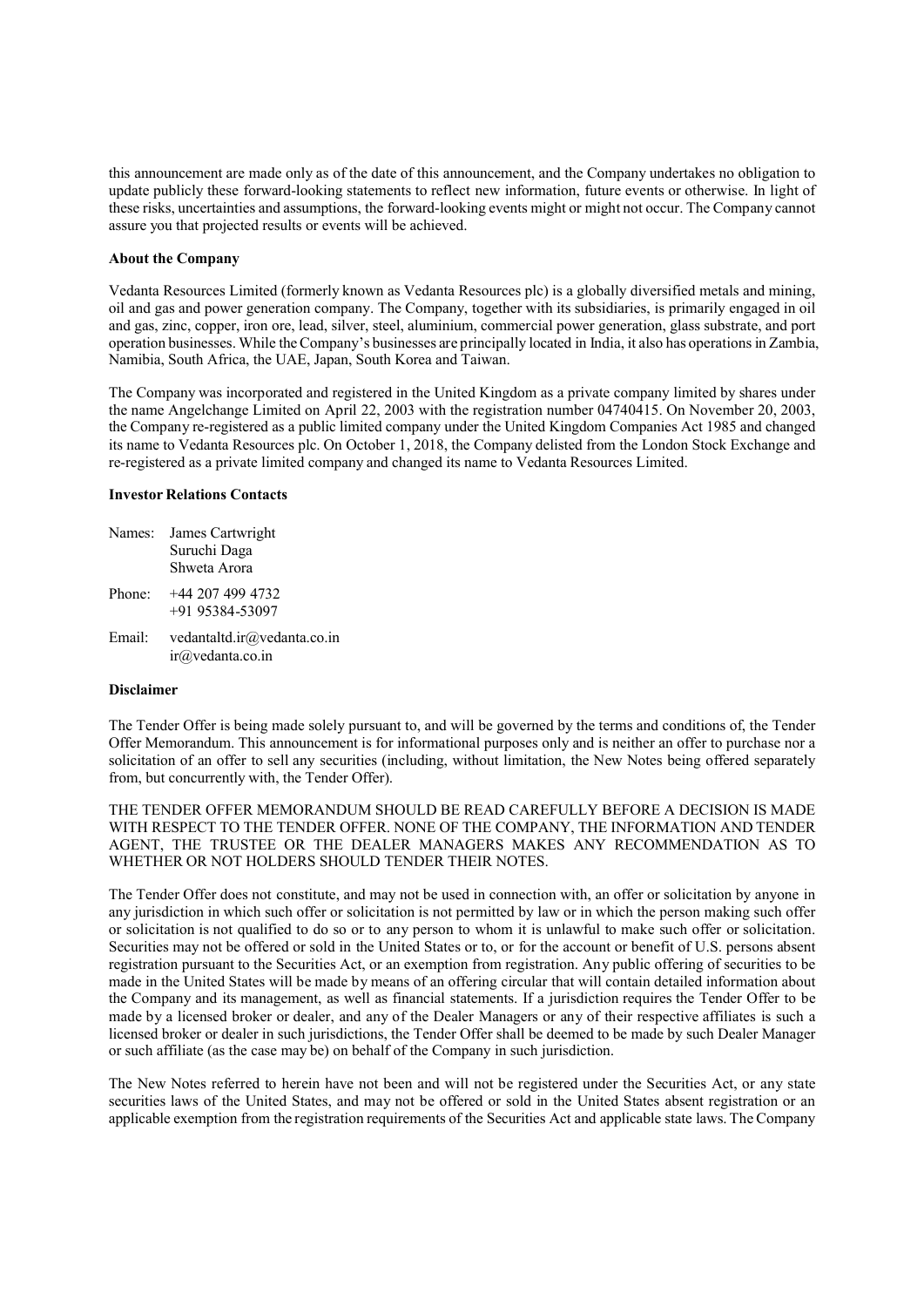this announcement are made only as of the date of this announcement, and the Company undertakes no obligation to update publicly these forward-looking statements to reflect new information, future events or otherwise. In light of these risks, uncertainties and assumptions, the forward-looking events might or might not occur. The Company cannot assure you that projected results or events will be achieved.

**About the Company**

Vedanta Resources Limited (formerly known as Vedanta Resources plc) is a globally diversified metals and mining, oil and gas and power generation company. The Company, together with its subsidiaries, is primarily engaged in oil and gas, zinc, copper, iron ore, lead, silver, steel, aluminium, commercial power generation, glass substrate, and port operation businesses. While the Company's businesses are principally located in India, it also has operations in Zambia, Namibia, South Africa, the UAE, Japan, South Korea and Taiwan.

The Company was incorporated and registered in the United Kingdom as a private company limited by shares under the name Angelchange Limited on April 22, 2003 with the registration number 04740415. On November 20, 2003, the Company re-registered as a public limited company under the United Kingdom Companies Act 1985 and changed its name to Vedanta Resources plc. On October 1, 2018, the Company delisted from the London Stock Exchange and re-registered as a private limited company and changed its name to Vedanta Resources Limited.

**Investor Relations Contacts**

Names: James Cartwright
Suruchi Daga
Shweta Arora

Phone: +44 207 499 4732
+91 95384-53097

Email: vedantaltd.ir@vedanta.co.in
ir@vedanta.co.in

**Disclaimer**

The Tender Offer is being made solely pursuant to, and will be governed by the terms and conditions of, the Tender Offer Memorandum. This announcement is for informational purposes only and is neither an offer to purchase nor a solicitation of an offer to sell any securities (including, without limitation, the New Notes being offered separately from, but concurrently with, the Tender Offer).

THE TENDER OFFER MEMORANDUM SHOULD BE READ CAREFULLY BEFORE A DECISION IS MADE WITH RESPECT TO THE TENDER OFFER. NONE OF THE COMPANY, THE INFORMATION AND TENDER AGENT, THE TRUSTEE OR THE DEALER MANAGERS MAKES ANY RECOMMENDATION AS TO WHETHER OR NOT HOLDERS SHOULD TENDER THEIR NOTES.

The Tender Offer does not constitute, and may not be used in connection with, an offer or solicitation by anyone in any jurisdiction in which such offer or solicitation is not permitted by law or in which the person making such offer or solicitation is not qualified to do so or to any person to whom it is unlawful to make such offer or solicitation. Securities may not be offered or sold in the United States or to, or for the account or benefit of U.S. persons absent registration pursuant to the Securities Act, or an exemption from registration. Any public offering of securities to be made in the United States will be made by means of an offering circular that will contain detailed information about the Company and its management, as well as financial statements. If a jurisdiction requires the Tender Offer to be made by a licensed broker or dealer, and any of the Dealer Managers or any of their respective affiliates is such a licensed broker or dealer in such jurisdictions, the Tender Offer shall be deemed to be made by such Dealer Manager or such affiliate (as the case may be) on behalf of the Company in such jurisdiction.

The New Notes referred to herein have not been and will not be registered under the Securities Act, or any state securities laws of the United States, and may not be offered or sold in the United States absent registration or an applicable exemption from the registration requirements of the Securities Act and applicable state laws. The Company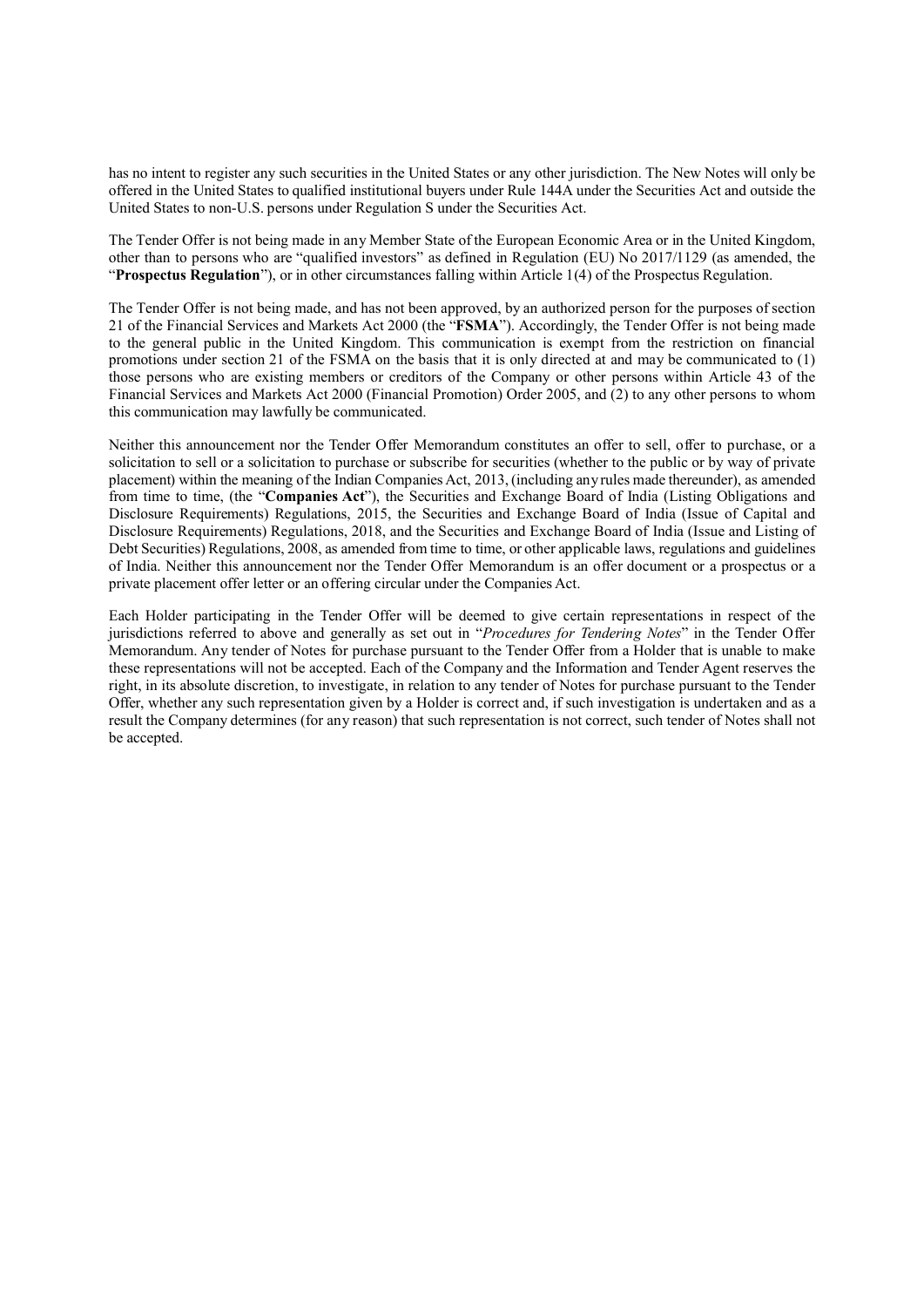has no intent to register any such securities in the United States or any other jurisdiction. The New Notes will only be offered in the United States to qualified institutional buyers under Rule 144A under the Securities Act and outside the United States to non-U.S. persons under Regulation S under the Securities Act.

The Tender Offer is not being made in any Member State of the European Economic Area or in the United Kingdom, other than to persons who are "qualified investors" as defined in Regulation (EU) No 2017/1129 (as amended, the "**Prospectus Regulation**"), or in other circumstances falling within Article 1(4) of the Prospectus Regulation.

The Tender Offer is not being made, and has not been approved, by an authorized person for the purposes of section 21 of the Financial Services and Markets Act 2000 (the "**FSMA**"). Accordingly, the Tender Offer is not being made to the general public in the United Kingdom. This communication is exempt from the restriction on financial promotions under section 21 of the FSMA on the basis that it is only directed at and may be communicated to (1) those persons who are existing members or creditors of the Company or other persons within Article 43 of the Financial Services and Markets Act 2000 (Financial Promotion) Order 2005, and (2) to any other persons to whom this communication may lawfully be communicated.

Neither this announcement nor the Tender Offer Memorandum constitutes an offer to sell, offer to purchase, or a solicitation to sell or a solicitation to purchase or subscribe for securities (whether to the public or by way of private placement) within the meaning of the Indian Companies Act, 2013, (including any rules made thereunder), as amended from time to time, (the "**Companies Act**"), the Securities and Exchange Board of India (Listing Obligations and Disclosure Requirements) Regulations, 2015, the Securities and Exchange Board of India (Issue of Capital and Disclosure Requirements) Regulations, 2018, and the Securities and Exchange Board of India (Issue and Listing of Debt Securities) Regulations, 2008, as amended from time to time, or other applicable laws, regulations and guidelines of India. Neither this announcement nor the Tender Offer Memorandum is an offer document or a prospectus or a private placement offer letter or an offering circular under the Companies Act.

Each Holder participating in the Tender Offer will be deemed to give certain representations in respect of the jurisdictions referred to above and generally as set out in "*Procedures for Tendering Notes*" in the Tender Offer Memorandum. Any tender of Notes for purchase pursuant to the Tender Offer from a Holder that is unable to make these representations will not be accepted. Each of the Company and the Information and Tender Agent reserves the right, in its absolute discretion, to investigate, in relation to any tender of Notes for purchase pursuant to the Tender Offer, whether any such representation given by a Holder is correct and, if such investigation is undertaken and as a result the Company determines (for any reason) that such representation is not correct, such tender of Notes shall not be accepted.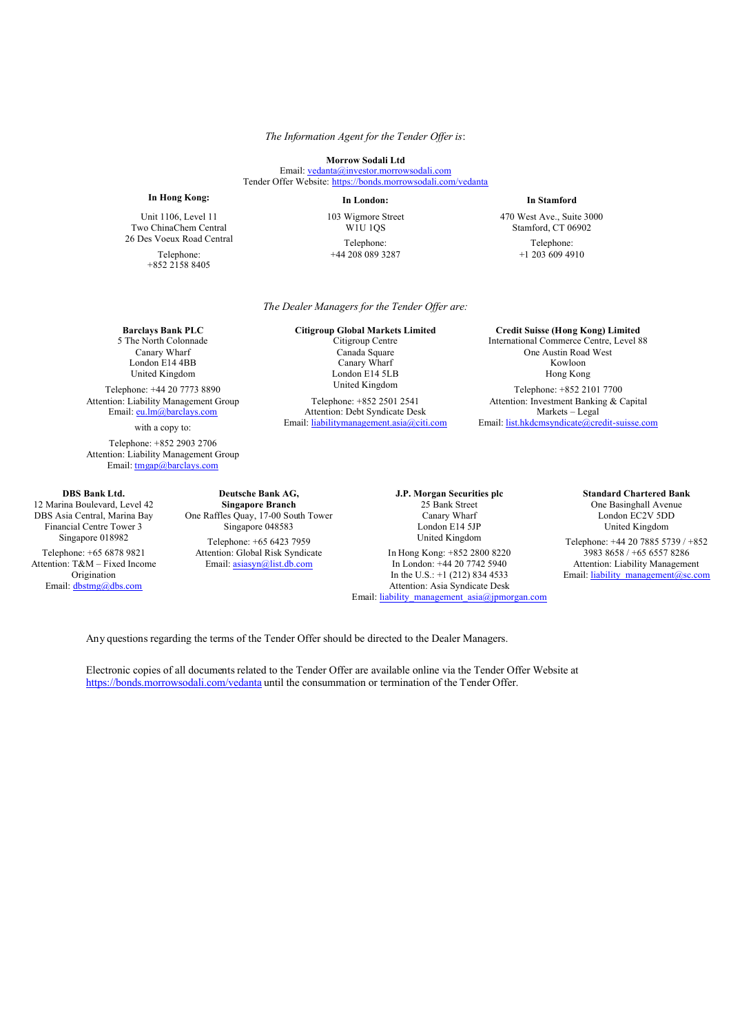*The Information Agent for the Tender Offer is*:

**Morrow Sodali Ltd**
Email: vedanta@investor.morrowsodali.com
Tender Offer Website: https://bonds.morrowsodali.com/vedanta

**In Hong Kong:**

Unit 1106, Level 11
Two ChinaChem Central
26 Des Voeux Road Central

Telephone:
+852 2158 8405

**In London:**

103 Wigmore Street
W1U 1QS

Telephone:
+44 208 089 3287

**In Stamford**

470 West Ave., Suite 3000
Stamford, CT 06902

Telephone:
+1 203 609 4910

*The Dealer Managers for the Tender Offer are:*

**Barclays Bank PLC**
5 The North Colonnade
Canary Wharf
London E14 4BB
United Kingdom

Telephone: +44 20 7773 8890
Attention: Liability Management Group
Email: eu.lm@barclays.com

with a copy to:

Telephone: +852 2903 2706
Attention: Liability Management Group
Email: tmgap@barclays.com

**Citigroup Global Markets Limited**
Citigroup Centre
Canada Square
Canary Wharf
London E14 5LB
United Kingdom

Telephone: +852 2501 2541
Attention: Debt Syndicate Desk
Email: liabilitymanagement.asia@citi.com

**Credit Suisse (Hong Kong) Limited**
International Commerce Centre, Level 88
One Austin Road West
Kowloon
Hong Kong

Telephone: +852 2101 7700
Attention: Investment Banking & Capital Markets – Legal
Email: list.hkdcmsyndicate@credit-suisse.com

**DBS Bank Ltd.**
12 Marina Boulevard, Level 42
DBS Asia Central, Marina Bay
Financial Centre Tower 3
Singapore 018982

Telephone: +65 6878 9821
Attention: T&M – Fixed Income Origination
Email: dbstmg@dbs.com

**Deutsche Bank AG, Singapore Branch**
One Raffles Quay, 17-00 South Tower
Singapore 048583

Telephone: +65 6423 7959
Attention: Global Risk Syndicate
Email: asiasyn@list.db.com

**J.P. Morgan Securities plc**
25 Bank Street
Canary Wharf
London E14 5JP
United Kingdom

In Hong Kong: +852 2800 8220
In London: +44 20 7742 5940
In the U.S.: +1 (212) 834 4533
Attention: Asia Syndicate Desk
Email: liability_management_asia@jpmorgan.com

**Standard Chartered Bank**
One Basinghall Avenue
London EC2V 5DD
United Kingdom

Telephone: +44 20 7885 5739 / +852 3983 8658 / +65 6557 8286
Attention: Liability Management
Email: liability_management@sc.com

Any questions regarding the terms of the Tender Offer should be directed to the Dealer Managers.

Electronic copies of all documents related to the Tender Offer are available online via the Tender Offer Website at https://bonds.morrowsodali.com/vedanta until the consummation or termination of the Tender Offer.